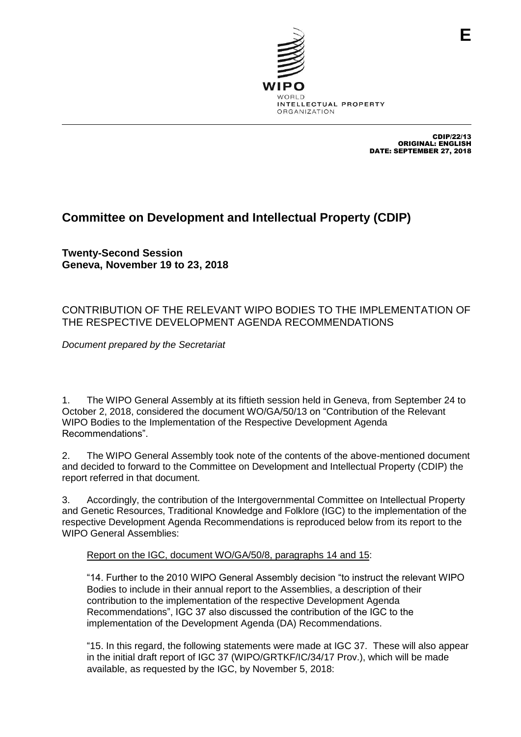E

WIPO
WORLD
INTELLECTUAL PROPERTY
ORGANIZATION

CDIP/22/13
ORIGINAL: ENGLISH
DATE: SEPTEMBER 27, 2018

# Committee on Development and Intellectual Property (CDIP)

**Twenty-Second Session**
**Geneva, November 19 to 23, 2018**

## CONTRIBUTION OF THE RELEVANT WIPO BODIES TO THE IMPLEMENTATION OF THE RESPECTIVE DEVELOPMENT AGENDA RECOMMENDATIONS

*Document prepared by the Secretariat*

1. The WIPO General Assembly at its fiftieth session held in Geneva, from September 24 to October 2, 2018, considered the document WO/GA/50/13 on "Contribution of the Relevant WIPO Bodies to the Implementation of the Respective Development Agenda Recommendations".

2. The WIPO General Assembly took note of the contents of the above-mentioned document and decided to forward to the Committee on Development and Intellectual Property (CDIP) the report referred in that document.

3. Accordingly, the contribution of the Intergovernmental Committee on Intellectual Property and Genetic Resources, Traditional Knowledge and Folklore (IGC) to the implementation of the respective Development Agenda Recommendations is reproduced below from its report to the WIPO General Assemblies:

Report on the IGC, document WO/GA/50/8, paragraphs 14 and 15:

"14. Further to the 2010 WIPO General Assembly decision "to instruct the relevant WIPO Bodies to include in their annual report to the Assemblies, a description of their contribution to the implementation of the respective Development Agenda Recommendations", IGC 37 also discussed the contribution of the IGC to the implementation of the Development Agenda (DA) Recommendations.

"15. In this regard, the following statements were made at IGC 37. These will also appear in the initial draft report of IGC 37 (WIPO/GRTKF/IC/34/17 Prov.), which will be made available, as requested by the IGC, by November 5, 2018: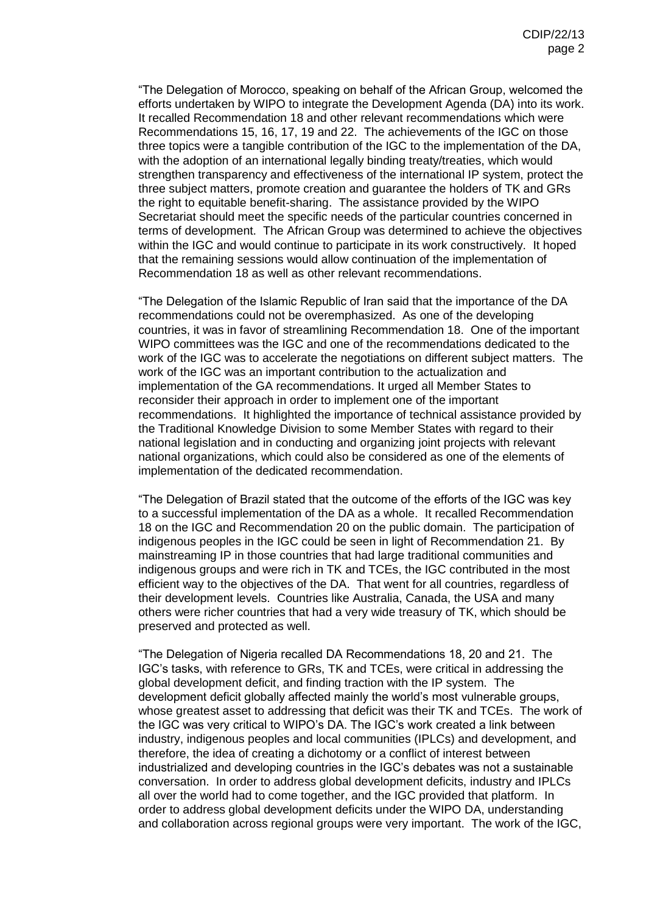"The Delegation of Morocco, speaking on behalf of the African Group, welcomed the efforts undertaken by WIPO to integrate the Development Agenda (DA) into its work. It recalled Recommendation 18 and other relevant recommendations which were Recommendations 15, 16, 17, 19 and 22. The achievements of the IGC on those three topics were a tangible contribution of the IGC to the implementation of the DA, with the adoption of an international legally binding treaty/treaties, which would strengthen transparency and effectiveness of the international IP system, protect the three subject matters, promote creation and guarantee the holders of TK and GRs the right to equitable benefit-sharing. The assistance provided by the WIPO Secretariat should meet the specific needs of the particular countries concerned in terms of development. The African Group was determined to achieve the objectives within the IGC and would continue to participate in its work constructively. It hoped that the remaining sessions would allow continuation of the implementation of Recommendation 18 as well as other relevant recommendations.

"The Delegation of the Islamic Republic of Iran said that the importance of the DA recommendations could not be overemphasized. As one of the developing countries, it was in favor of streamlining Recommendation 18. One of the important WIPO committees was the IGC and one of the recommendations dedicated to the work of the IGC was to accelerate the negotiations on different subject matters. The work of the IGC was an important contribution to the actualization and implementation of the GA recommendations. It urged all Member States to reconsider their approach in order to implement one of the important recommendations. It highlighted the importance of technical assistance provided by the Traditional Knowledge Division to some Member States with regard to their national legislation and in conducting and organizing joint projects with relevant national organizations, which could also be considered as one of the elements of implementation of the dedicated recommendation.

"The Delegation of Brazil stated that the outcome of the efforts of the IGC was key to a successful implementation of the DA as a whole. It recalled Recommendation 18 on the IGC and Recommendation 20 on the public domain. The participation of indigenous peoples in the IGC could be seen in light of Recommendation 21. By mainstreaming IP in those countries that had large traditional communities and indigenous groups and were rich in TK and TCEs, the IGC contributed in the most efficient way to the objectives of the DA. That went for all countries, regardless of their development levels. Countries like Australia, Canada, the USA and many others were richer countries that had a very wide treasury of TK, which should be preserved and protected as well.

"The Delegation of Nigeria recalled DA Recommendations 18, 20 and 21. The IGC's tasks, with reference to GRs, TK and TCEs, were critical in addressing the global development deficit, and finding traction with the IP system. The development deficit globally affected mainly the world's most vulnerable groups, whose greatest asset to addressing that deficit was their TK and TCEs. The work of the IGC was very critical to WIPO's DA. The IGC's work created a link between industry, indigenous peoples and local communities (IPLCs) and development, and therefore, the idea of creating a dichotomy or a conflict of interest between industrialized and developing countries in the IGC's debates was not a sustainable conversation. In order to address global development deficits, industry and IPLCs all over the world had to come together, and the IGC provided that platform. In order to address global development deficits under the WIPO DA, understanding and collaboration across regional groups were very important. The work of the IGC,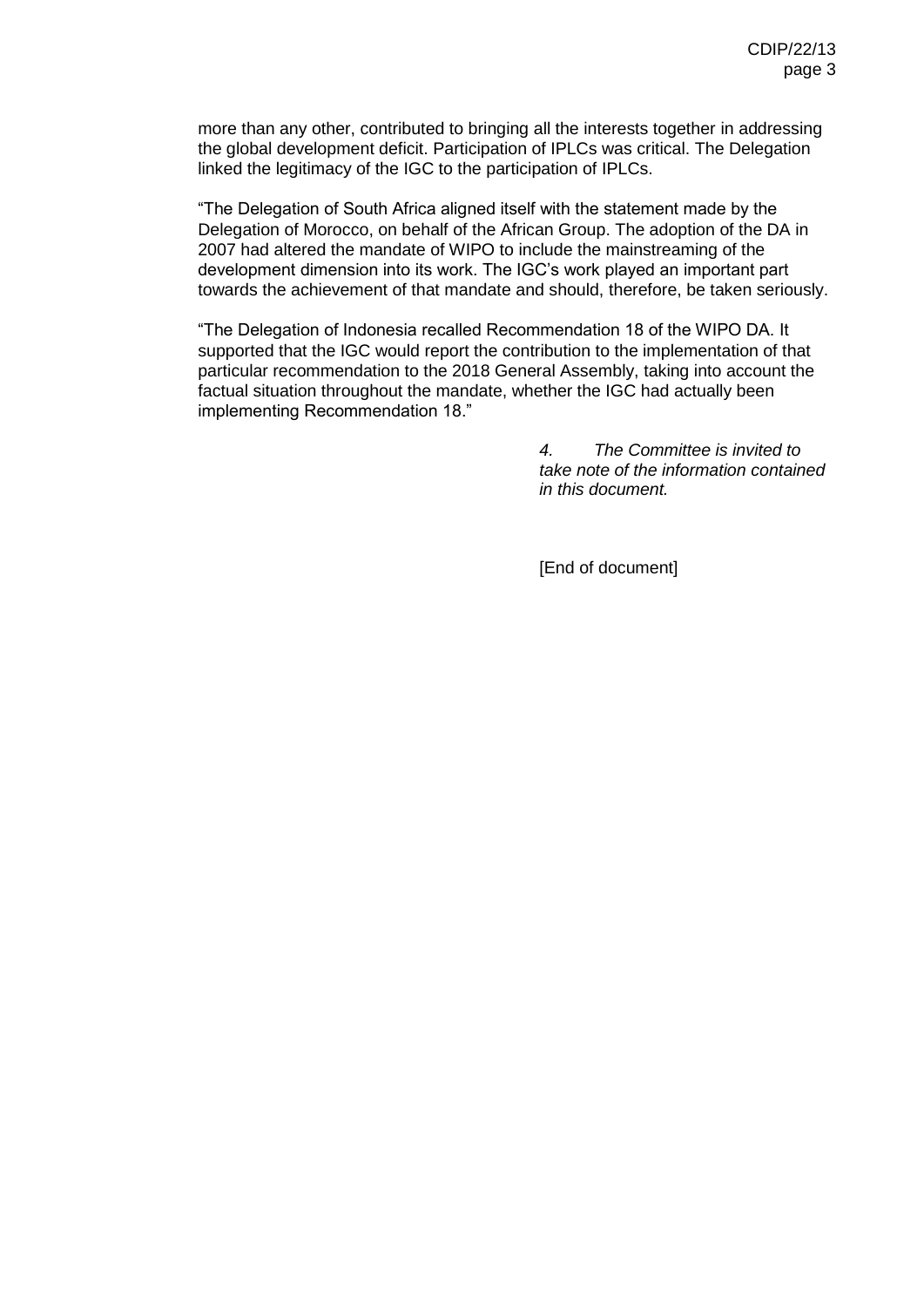more than any other, contributed to bringing all the interests together in addressing the global development deficit. Participation of IPLCs was critical. The Delegation linked the legitimacy of the IGC to the participation of IPLCs.

"The Delegation of South Africa aligned itself with the statement made by the Delegation of Morocco, on behalf of the African Group. The adoption of the DA in 2007 had altered the mandate of WIPO to include the mainstreaming of the development dimension into its work. The IGC's work played an important part towards the achievement of that mandate and should, therefore, be taken seriously.

"The Delegation of Indonesia recalled Recommendation 18 of the WIPO DA. It supported that the IGC would report the contribution to the implementation of that particular recommendation to the 2018 General Assembly, taking into account the factual situation throughout the mandate, whether the IGC had actually been implementing Recommendation 18."

*4. The Committee is invited to take note of the information contained in this document.*

[End of document]